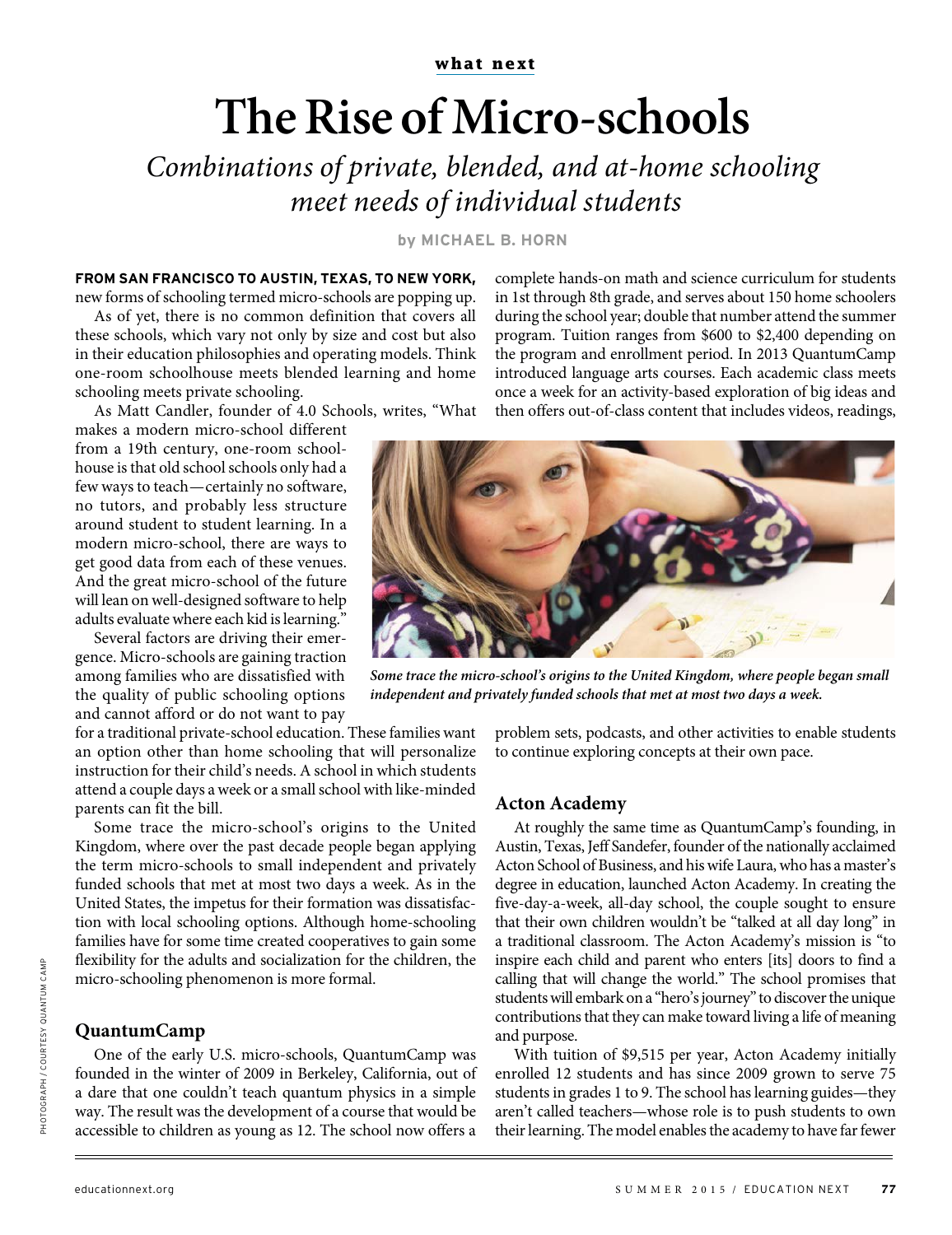what next

# The Rise of Micro-schools

*Combinations of private, blended, and at-home schooling meet needs of individual students*

by MICHAEL B. HORN

**FROM SAN FRANCISCO TO AUSTIN, TEXAS, TO NEW YORK,** new forms of schooling termed micro-schools are popping up.

As of yet, there is no common definition that covers all these schools, which vary not only by size and cost but also in their education philosophies and operating models. Think one-room schoolhouse meets blended learning and home schooling meets private schooling.

As Matt Candler, founder of 4.0 Schools, writes, "What makes a modern micro-school different from a 19th century, one-room schoolhouse is that old school schools only had a few ways to teach—certainly no software, no tutors, and probably less structure around student to student learning. In a modern micro-school, there are ways to get good data from each of these venues. And the great micro-school of the future will lean on well-designed software to help adults evaluate where each kid is learning."

Several factors are driving their emergence. Micro-schools are gaining traction among families who are dissatisfied with the quality of public schooling options and cannot afford or do not want to pay for a traditional private-school education. These families want an option other than home schooling that will personalize instruction for their child's needs. A school in which students attend a couple days a week or a small school with like-minded parents can fit the bill.

Some trace the micro-school's origins to the United Kingdom, where over the past decade people began applying the term micro-schools to small independent and privately funded schools that met at most two days a week. As in the United States, the impetus for their formation was dissatisfaction with local schooling options. Although home-schooling families have for some time created cooperatives to gain some flexibility for the adults and socialization for the children, the micro-schooling phenomenon is more formal.

## QuantumCamp

One of the early U.S. micro-schools, QuantumCamp was founded in the winter of 2009 in Berkeley, California, out of a dare that one couldn't teach quantum physics in a simple way. The result was the development of a course that would be accessible to children as young as 12. The school now offers a complete hands-on math and science curriculum for students in 1st through 8th grade, and serves about 150 home schoolers during the school year; double that number attend the summer program. Tuition ranges from $600 to $2,400 depending on the program and enrollment period. In 2013 QuantumCamp introduced language arts courses. Each academic class meets once a week for an activity-based exploration of big ideas and then offers out-of-class content that includes videos, readings, problem sets, podcasts, and other activities to enable students to continue exploring concepts at their own pace.

*Some trace the micro-school's origins to the United Kingdom, where people began small independent and privately funded schools that met at most two days a week.*

## Acton Academy

At roughly the same time as QuantumCamp's founding, in Austin, Texas, Jeff Sandefer, founder of the nationally acclaimed Acton School of Business, and his wife Laura, who has a master's degree in education, launched Acton Academy. In creating the five-day-a-week, all-day school, the couple sought to ensure that their own children wouldn't be "talked at all day long" in a traditional classroom. The Acton Academy's mission is "to inspire each child and parent who enters [its] doors to find a calling that will change the world." The school promises that students will embark on a "hero's journey" to discover the unique contributions that they can make toward living a life of meaning and purpose.

With tuition of $9,515 per year, Acton Academy initially enrolled 12 students and has since 2009 grown to serve 75 students in grades 1 to 9. The school has learning guides—they aren't called teachers—whose role is to push students to own their learning. The model enables the academy to have far fewer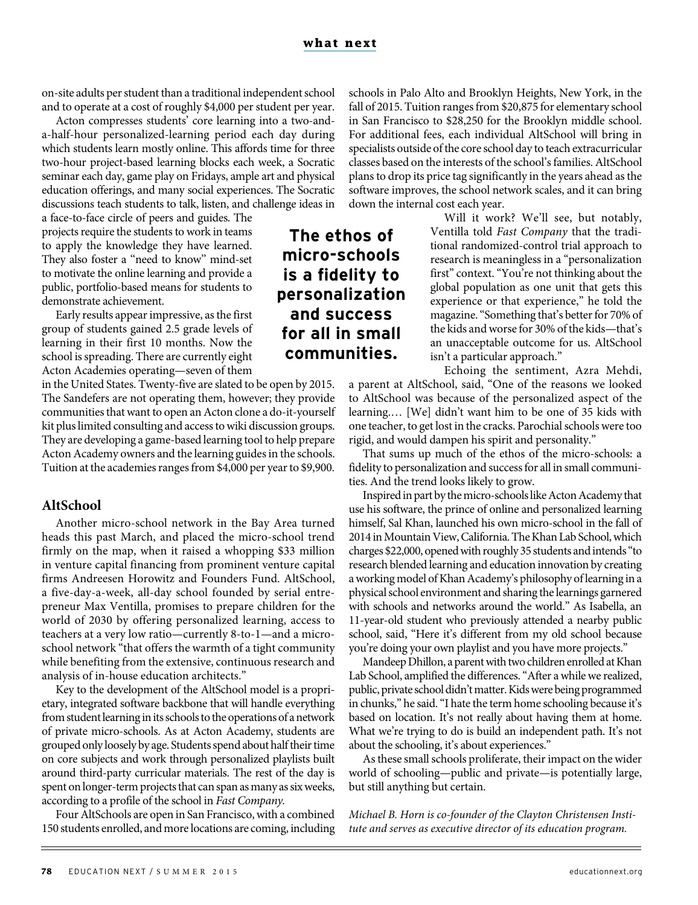on-site adults per student than a traditional independent school and to operate at a cost of roughly $4,000 per student per year.

Acton compresses students' core learning into a two-and-a-half-hour personalized-learning period each day during which students learn mostly online. This affords time for three two-hour project-based learning blocks each week, a Socratic seminar each day, game play on Fridays, ample art and physical education offerings, and many social experiences. The Socratic discussions teach students to talk, listen, and challenge ideas in a face-to-face circle of peers and guides. The projects require the students to work in teams to apply the knowledge they have learned. They also foster a "need to know" mind-set to motivate the online learning and provide a public, portfolio-based means for students to demonstrate achievement.

Early results appear impressive, as the first group of students gained 2.5 grade levels of learning in their first 10 months. Now the school is spreading. There are currently eight Acton Academies operating—seven of them in the United States. Twenty-five are slated to be open by 2015. The Sandefers are not operating them, however; they provide communities that want to open an Acton clone a do-it-yourself kit plus limited consulting and access to wiki discussion groups. They are developing a game-based learning tool to help prepare Acton Academy owners and the learning guides in the schools. Tuition at the academies ranges from $4,000 per year to $9,900.

**The ethos of micro-schools is a fidelity to personalization and success for all in small communities.**

## AltSchool

Another micro-school network in the Bay Area turned heads this past March, and placed the micro-school trend firmly on the map, when it raised a whopping $33 million in venture capital financing from prominent venture capital firms Andreesen Horowitz and Founders Fund. AltSchool, a five-day-a-week, all-day school founded by serial entrepreneur Max Ventilla, promises to prepare children for the world of 2030 by offering personalized learning, access to teachers at a very low ratio—currently 8-to-1—and a micro-school network "that offers the warmth of a tight community while benefiting from the extensive, continuous research and analysis of in-house education architects."

Key to the development of the AltSchool model is a proprietary, integrated software backbone that will handle everything from student learning in its schools to the operations of a network of private micro-schools. As at Acton Academy, students are grouped only loosely by age. Students spend about half their time on core subjects and work through personalized playlists built around third-party curricular materials. The rest of the day is spent on longer-term projects that can span as many as six weeks, according to a profile of the school in *Fast Company.*

Four AltSchools are open in San Francisco, with a combined 150 students enrolled, and more locations are coming, including schools in Palo Alto and Brooklyn Heights, New York, in the fall of 2015. Tuition ranges from $20,875 for elementary school in San Francisco to $28,250 for the Brooklyn middle school. For additional fees, each individual AltSchool will bring in specialists outside of the core school day to teach extracurricular classes based on the interests of the school's families. AltSchool plans to drop its price tag significantly in the years ahead as the software improves, the school network scales, and it can bring down the internal cost each year.

Will it work? We'll see, but notably, Ventilla told *Fast Company* that the traditional randomized-control trial approach to research is meaningless in a "personalization first" context. "You're not thinking about the global population as one unit that gets this experience or that experience," he told the magazine. "Something that's better for 70% of the kids and worse for 30% of the kids—that's an unacceptable outcome for us. AltSchool isn't a particular approach."

Echoing the sentiment, Azra Mehdi, a parent at AltSchool, said, "One of the reasons we looked to AltSchool was because of the personalized aspect of the learning.… [We] didn't want him to be one of 35 kids with one teacher, to get lost in the cracks. Parochial schools were too rigid, and would dampen his spirit and personality."

That sums up much of the ethos of the micro-schools: a fidelity to personalization and success for all in small communities. And the trend looks likely to grow.

Inspired in part by the micro-schools like Acton Academy that use his software, the prince of online and personalized learning himself, Sal Khan, launched his own micro-school in the fall of 2014 in Mountain View, California. The Khan Lab School, which charges $22,000, opened with roughly 35 students and intends "to research blended learning and education innovation by creating a working model of Khan Academy's philosophy of learning in a physical school environment and sharing the learnings garnered with schools and networks around the world." As Isabella, an 11-year-old student who previously attended a nearby public school, said, "Here it's different from my old school because you're doing your own playlist and you have more projects."

Mandeep Dhillon, a parent with two children enrolled at Khan Lab School, amplified the differences. "After a while we realized, public, private school didn't matter. Kids were being programmed in chunks," he said. "I hate the term home schooling because it's based on location. It's not really about having them at home. What we're trying to do is build an independent path. It's not about the schooling, it's about experiences."

As these small schools proliferate, their impact on the wider world of schooling—public and private—is potentially large, but still anything but certain.

*Michael B. Horn is co-founder of the Clayton Christensen Institute and serves as executive director of its education program.*